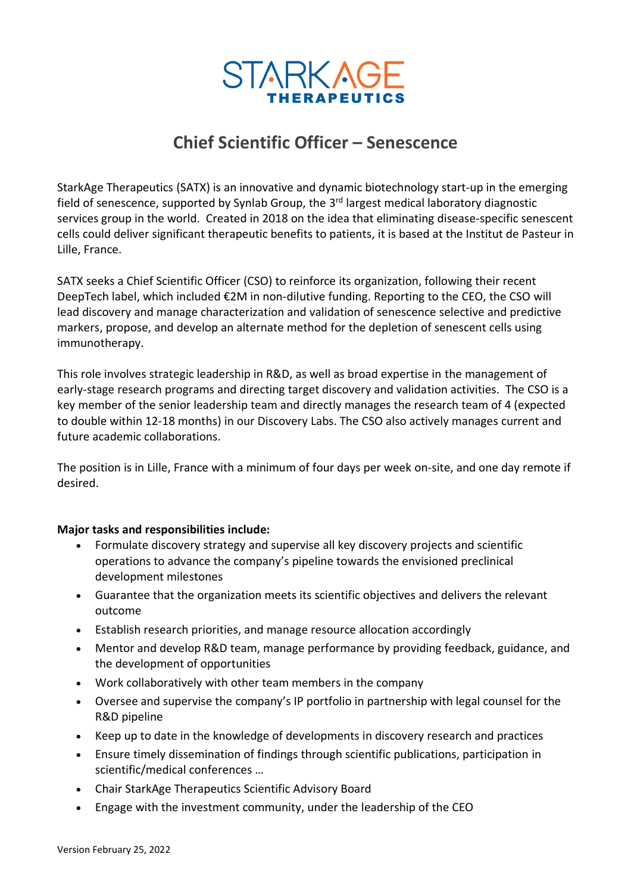STARKAGE THERAPEUTICS

# Chief Scientific Officer – Senescence

StarkAge Therapeutics (SATX) is an innovative and dynamic biotechnology start-up in the emerging field of senescence, supported by Synlab Group, the 3rd largest medical laboratory diagnostic services group in the world. Created in 2018 on the idea that eliminating disease-specific senescent cells could deliver significant therapeutic benefits to patients, it is based at the Institut de Pasteur in Lille, France.

SATX seeks a Chief Scientific Officer (CSO) to reinforce its organization, following their recent DeepTech label, which included €2M in non-dilutive funding. Reporting to the CEO, the CSO will lead discovery and manage characterization and validation of senescence selective and predictive markers, propose, and develop an alternate method for the depletion of senescent cells using immunotherapy.

This role involves strategic leadership in R&D, as well as broad expertise in the management of early-stage research programs and directing target discovery and validation activities. The CSO is a key member of the senior leadership team and directly manages the research team of 4 (expected to double within 12-18 months) in our Discovery Labs. The CSO also actively manages current and future academic collaborations.

The position is in Lille, France with a minimum of four days per week on-site, and one day remote if desired.

**Major tasks and responsibilities include:**

- Formulate discovery strategy and supervise all key discovery projects and scientific operations to advance the company's pipeline towards the envisioned preclinical development milestones
- Guarantee that the organization meets its scientific objectives and delivers the relevant outcome
- Establish research priorities, and manage resource allocation accordingly
- Mentor and develop R&D team, manage performance by providing feedback, guidance, and the development of opportunities
- Work collaboratively with other team members in the company
- Oversee and supervise the company's IP portfolio in partnership with legal counsel for the R&D pipeline
- Keep up to date in the knowledge of developments in discovery research and practices
- Ensure timely dissemination of findings through scientific publications, participation in scientific/medical conferences …
- Chair StarkAge Therapeutics Scientific Advisory Board
- Engage with the investment community, under the leadership of the CEO

Version February 25, 2022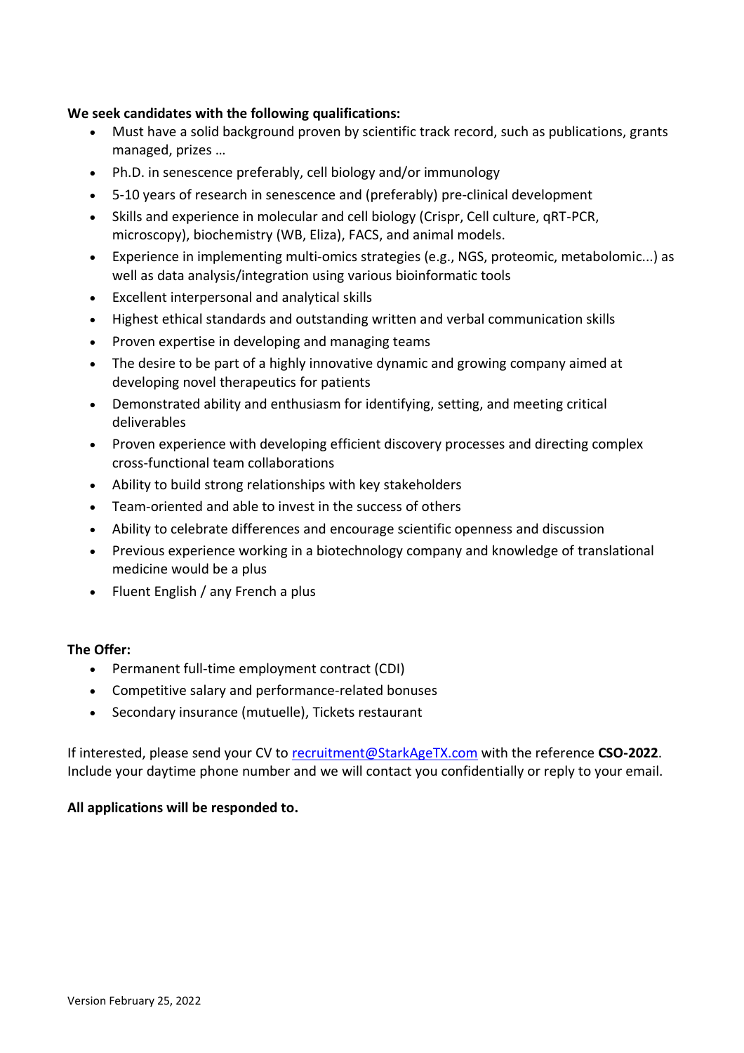**We seek candidates with the following qualifications:**

- Must have a solid background proven by scientific track record, such as publications, grants managed, prizes …
- Ph.D. in senescence preferably, cell biology and/or immunology
- 5-10 years of research in senescence and (preferably) pre-clinical development
- Skills and experience in molecular and cell biology (Crispr, Cell culture, qRT-PCR, microscopy), biochemistry (WB, Eliza), FACS, and animal models.
- Experience in implementing multi-omics strategies (e.g., NGS, proteomic, metabolomic...) as well as data analysis/integration using various bioinformatic tools
- Excellent interpersonal and analytical skills
- Highest ethical standards and outstanding written and verbal communication skills
- Proven expertise in developing and managing teams
- The desire to be part of a highly innovative dynamic and growing company aimed at developing novel therapeutics for patients
- Demonstrated ability and enthusiasm for identifying, setting, and meeting critical deliverables
- Proven experience with developing efficient discovery processes and directing complex cross-functional team collaborations
- Ability to build strong relationships with key stakeholders
- Team-oriented and able to invest in the success of others
- Ability to celebrate differences and encourage scientific openness and discussion
- Previous experience working in a biotechnology company and knowledge of translational medicine would be a plus
- Fluent English / any French a plus

**The Offer:**

- Permanent full-time employment contract (CDI)
- Competitive salary and performance-related bonuses
- Secondary insurance (mutuelle), Tickets restaurant

If interested, please send your CV to recruitment@StarkAgeTX.com with the reference **CSO-2022**. Include your daytime phone number and we will contact you confidentially or reply to your email.

**All applications will be responded to.**

Version February 25, 2022